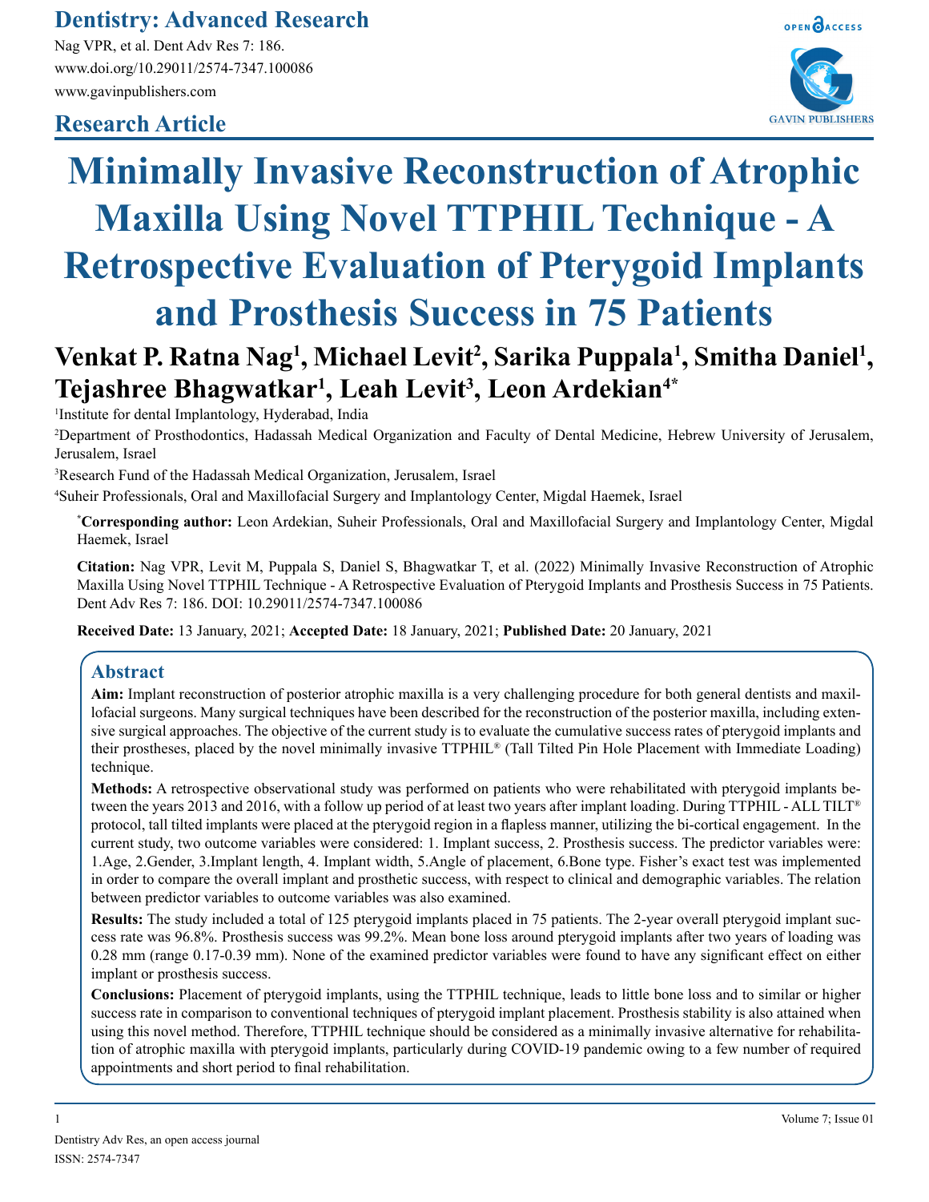Dentistry: Advanced Research

Nag VPR, et al. Dent Adv Res 7: 186.
www.doi.org/10.29011/2574-7347.100086
www.gavinpublishers.com

Research Article

# Minimally Invasive Reconstruction of Atrophic Maxilla Using Novel TTPHIL Technique - A Retrospective Evaluation of Pterygoid Implants and Prosthesis Success in 75 Patients

**Venkat P. Ratna Nag[1], Michael Levit[2], Sarika Puppala[1], Smitha Daniel[1], Tejashree Bhagwatkar[1], Leah Levit[3], Leon Ardekian[4*]**

[1]Institute for dental Implantology, Hyderabad, India

[2]Department of Prosthodontics, Hadassah Medical Organization and Faculty of Dental Medicine, Hebrew University of Jerusalem, Jerusalem, Israel

[3]Research Fund of the Hadassah Medical Organization, Jerusalem, Israel

[4]Suheir Professionals, Oral and Maxillofacial Surgery and Implantology Center, Migdal Haemek, Israel

[*]**Corresponding author:** Leon Ardekian, Suheir Professionals, Oral and Maxillofacial Surgery and Implantology Center, Migdal Haemek, Israel

**Citation:** Nag VPR, Levit M, Puppala S, Daniel S, Bhagwatkar T, et al. (2022) Minimally Invasive Reconstruction of Atrophic Maxilla Using Novel TTPHIL Technique - A Retrospective Evaluation of Pterygoid Implants and Prosthesis Success in 75 Patients. Dent Adv Res 7: 186. DOI: 10.29011/2574-7347.100086

**Received Date:** 13 January, 2021; **Accepted Date:** 18 January, 2021; **Published Date:** 20 January, 2021

## Abstract

**Aim:** Implant reconstruction of posterior atrophic maxilla is a very challenging procedure for both general dentists and maxillofacial surgeons. Many surgical techniques have been described for the reconstruction of the posterior maxilla, including extensive surgical approaches. The objective of the current study is to evaluate the cumulative success rates of pterygoid implants and their prostheses, placed by the novel minimally invasive TTPHIL® (Tall Tilted Pin Hole Placement with Immediate Loading) technique.

**Methods:** A retrospective observational study was performed on patients who were rehabilitated with pterygoid implants between the years 2013 and 2016, with a follow up period of at least two years after implant loading. During TTPHIL - ALL TILT® protocol, tall tilted implants were placed at the pterygoid region in a flapless manner, utilizing the bi-cortical engagement. In the current study, two outcome variables were considered: 1. Implant success, 2. Prosthesis success. The predictor variables were: 1.Age, 2.Gender, 3.Implant length, 4. Implant width, 5.Angle of placement, 6.Bone type. Fisher's exact test was implemented in order to compare the overall implant and prosthetic success, with respect to clinical and demographic variables. The relation between predictor variables to outcome variables was also examined.

**Results:** The study included a total of 125 pterygoid implants placed in 75 patients. The 2-year overall pterygoid implant success rate was 96.8%. Prosthesis success was 99.2%. Mean bone loss around pterygoid implants after two years of loading was 0.28 mm (range 0.17-0.39 mm). None of the examined predictor variables were found to have any significant effect on either implant or prosthesis success.

**Conclusions:** Placement of pterygoid implants, using the TTPHIL technique, leads to little bone loss and to similar or higher success rate in comparison to conventional techniques of pterygoid implant placement. Prosthesis stability is also attained when using this novel method. Therefore, TTPHIL technique should be considered as a minimally invasive alternative for rehabilitation of atrophic maxilla with pterygoid implants, particularly during COVID-19 pandemic owing to a few number of required appointments and short period to final rehabilitation.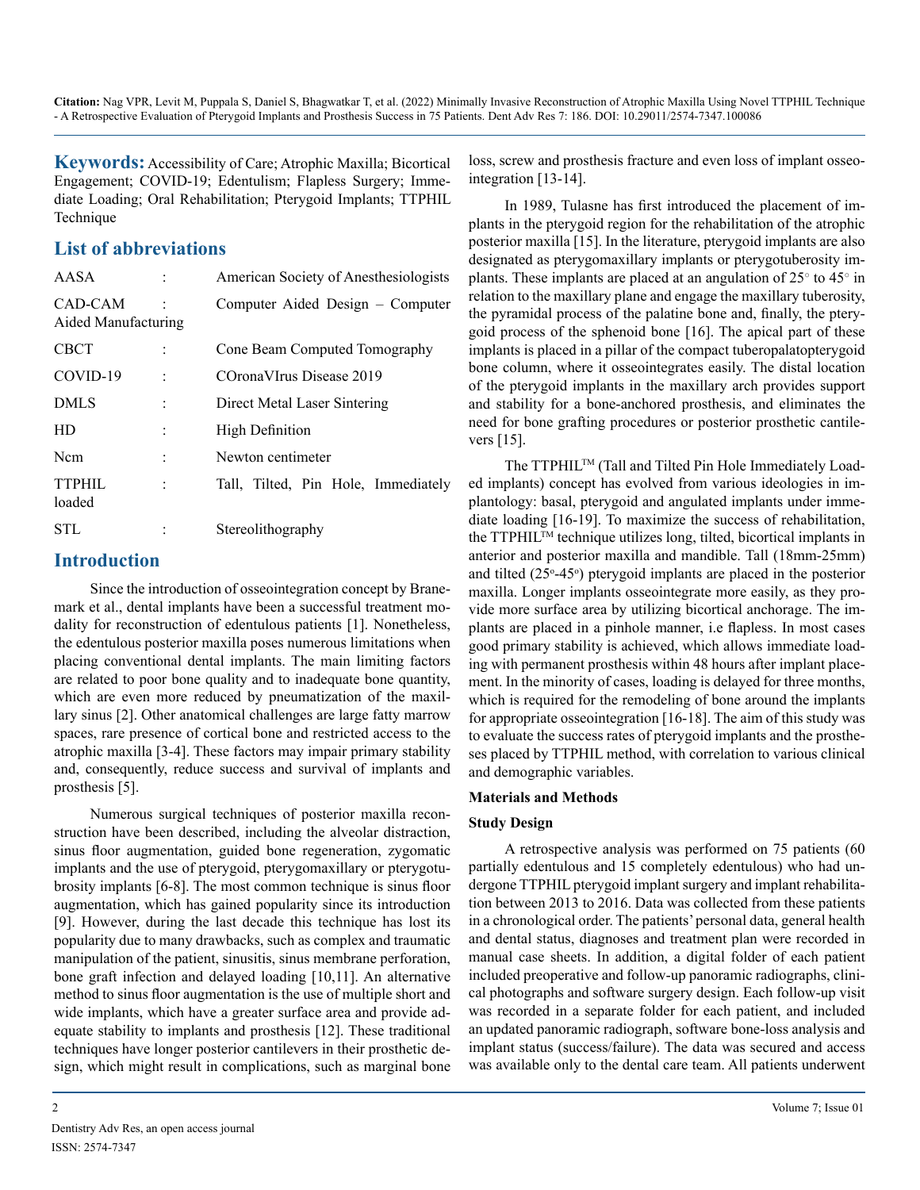**Keywords:** Accessibility of Care; Atrophic Maxilla; Bicortical Engagement; COVID-19; Edentulism; Flapless Surgery; Immediate Loading; Oral Rehabilitation; Pterygoid Implants; TTPHIL Technique

## List of abbreviations

| | | |
|---|---|---|
| AASA | : | American Society of Anesthesiologists |
| CAD-CAM | : | Computer Aided Design – Computer Aided Manufacturing |
| CBCT | : | Cone Beam Computed Tomography |
| COVID-19 | : | COronaVIrus Disease 2019 |
| DMLS | : | Direct Metal Laser Sintering |
| HD | : | High Definition |
| Ncm | : | Newton centimeter |
| TTPHIL loaded | : | Tall, Tilted, Pin Hole, Immediately |
| STL | : | Stereolithography |

## Introduction

Since the introduction of osseointegration concept by Branemark et al., dental implants have been a successful treatment modality for reconstruction of edentulous patients [1]. Nonetheless, the edentulous posterior maxilla poses numerous limitations when placing conventional dental implants. The main limiting factors are related to poor bone quality and to inadequate bone quantity, which are even more reduced by pneumatization of the maxillary sinus [2]. Other anatomical challenges are large fatty marrow spaces, rare presence of cortical bone and restricted access to the atrophic maxilla [3-4]. These factors may impair primary stability and, consequently, reduce success and survival of implants and prosthesis [5].

Numerous surgical techniques of posterior maxilla reconstruction have been described, including the alveolar distraction, sinus floor augmentation, guided bone regeneration, zygomatic implants and the use of pterygoid, pterygomaxillary or pterygotubrosity implants [6-8]. The most common technique is sinus floor augmentation, which has gained popularity since its introduction [9]. However, during the last decade this technique has lost its popularity due to many drawbacks, such as complex and traumatic manipulation of the patient, sinusitis, sinus membrane perforation, bone graft infection and delayed loading [10,11]. An alternative method to sinus floor augmentation is the use of multiple short and wide implants, which have a greater surface area and provide adequate stability to implants and prosthesis [12]. These traditional techniques have longer posterior cantilevers in their prosthetic design, which might result in complications, such as marginal bone loss, screw and prosthesis fracture and even loss of implant osseointegration [13-14].

In 1989, Tulasne has first introduced the placement of implants in the pterygoid region for the rehabilitation of the atrophic posterior maxilla [15]. In the literature, pterygoid implants are also designated as pterygomaxillary implants or pterygotuberosity implants. These implants are placed at an angulation of 25° to 45° in relation to the maxillary plane and engage the maxillary tuberosity, the pyramidal process of the palatine bone and, finally, the pterygoid process of the sphenoid bone [16]. The apical part of these implants is placed in a pillar of the compact tuberopalatopterygoid bone column, where it osseointegrates easily. The distal location of the pterygoid implants in the maxillary arch provides support and stability for a bone-anchored prosthesis, and eliminates the need for bone grafting procedures or posterior prosthetic cantilevers [15].

The TTPHIL™ (Tall and Tilted Pin Hole Immediately Loaded implants) concept has evolved from various ideologies in implantology: basal, pterygoid and angulated implants under immediate loading [16-19]. To maximize the success of rehabilitation, the TTPHIL™ technique utilizes long, tilted, bicortical implants in anterior and posterior maxilla and mandible. Tall (18mm-25mm) and tilted (25°-45°) pterygoid implants are placed in the posterior maxilla. Longer implants osseointegrate more easily, as they provide more surface area by utilizing bicortical anchorage. The implants are placed in a pinhole manner, i.e flapless. In most cases good primary stability is achieved, which allows immediate loading with permanent prosthesis within 48 hours after implant placement. In the minority of cases, loading is delayed for three months, which is required for the remodeling of bone around the implants for appropriate osseointegration [16-18]. The aim of this study was to evaluate the success rates of pterygoid implants and the prostheses placed by TTPHIL method, with correlation to various clinical and demographic variables.

## Materials and Methods

### Study Design

A retrospective analysis was performed on 75 patients (60 partially edentulous and 15 completely edentulous) who had undergone TTPHIL pterygoid implant surgery and implant rehabilitation between 2013 to 2016. Data was collected from these patients in a chronological order. The patients' personal data, general health and dental status, diagnoses and treatment plan were recorded in manual case sheets. In addition, a digital folder of each patient included preoperative and follow-up panoramic radiographs, clinical photographs and software surgery design. Each follow-up visit was recorded in a separate folder for each patient, and included an updated panoramic radiograph, software bone-loss analysis and implant status (success/failure). The data was secured and access was available only to the dental care team. All patients underwent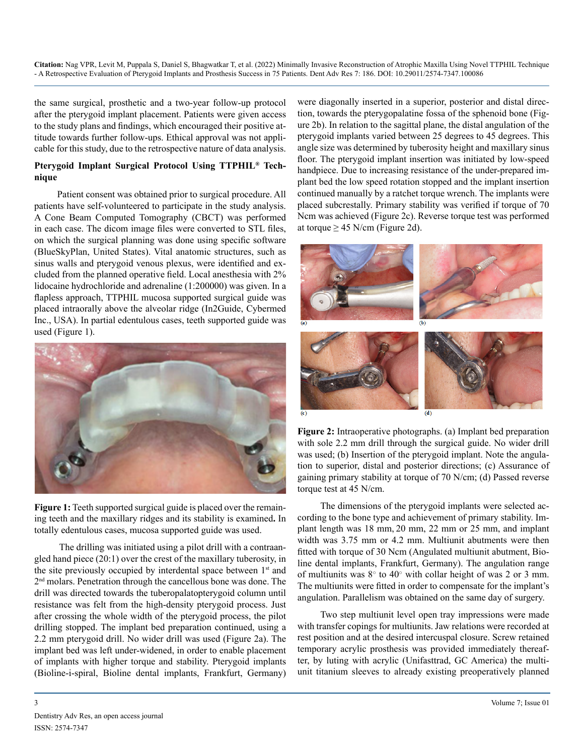the same surgical, prosthetic and a two-year follow-up protocol after the pterygoid implant placement. Patients were given access to the study plans and findings, which encouraged their positive attitude towards further follow-ups. Ethical approval was not applicable for this study, due to the retrospective nature of data analysis.

**Pterygoid Implant Surgical Protocol Using TTPHIL® Technique**

Patient consent was obtained prior to surgical procedure. All patients have self-volunteered to participate in the study analysis. A Cone Beam Computed Tomography (CBCT) was performed in each case. The dicom image files were converted to STL files, on which the surgical planning was done using specific software (BlueSkyPlan, United States). Vital anatomic structures, such as sinus walls and pterygoid venous plexus, were identified and excluded from the planned operative field. Local anesthesia with 2% lidocaine hydrochloride and adrenaline (1:200000) was given. In a flapless approach, TTPHIL mucosa supported surgical guide was placed intraorally above the alveolar ridge (In2Guide, Cybermed Inc., USA). In partial edentulous cases, teeth supported guide was used (Figure 1).

**Figure 1:** Teeth supported surgical guide is placed over the remaining teeth and the maxillary ridges and its stability is examined**.** In totally edentulous cases, mucosa supported guide was used.

The drilling was initiated using a pilot drill with a contraangled hand piece (20:1) over the crest of the maxillary tuberosity, in the site previously occupied by interdental space between 1st and 2nd molars. Penetration through the cancellous bone was done. The drill was directed towards the tuberopalatopterygoid column until resistance was felt from the high-density pterygoid process. Just after crossing the whole width of the pterygoid process, the pilot drilling stopped. The implant bed preparation continued, using a 2.2 mm pterygoid drill. No wider drill was used (Figure 2a). The implant bed was left under-widened, in order to enable placement of implants with higher torque and stability. Pterygoid implants (Bioline-i-spiral, Bioline dental implants, Frankfurt, Germany) were diagonally inserted in a superior, posterior and distal direction, towards the pterygopalatine fossa of the sphenoid bone (Figure 2b). In relation to the sagittal plane, the distal angulation of the pterygoid implants varied between 25 degrees to 45 degrees. This angle size was determined by tuberosity height and maxillary sinus floor. The pterygoid implant insertion was initiated by low-speed handpiece. Due to increasing resistance of the under-prepared implant bed the low speed rotation stopped and the implant insertion continued manually by a ratchet torque wrench. The implants were placed subcrestally. Primary stability was verified if torque of 70 Ncm was achieved (Figure 2c). Reverse torque test was performed at torque ≥ 45 N/cm (Figure 2d).

**Figure 2:** Intraoperative photographs. (a) Implant bed preparation with sole 2.2 mm drill through the surgical guide. No wider drill was used; (b) Insertion of the pterygoid implant. Note the angulation to superior, distal and posterior directions; (c) Assurance of gaining primary stability at torque of 70 N/cm; (d) Passed reverse torque test at 45 N/cm.

The dimensions of the pterygoid implants were selected according to the bone type and achievement of primary stability. Implant length was 18 mm, 20 mm, 22 mm or 25 mm, and implant width was 3.75 mm or 4.2 mm. Multiunit abutments were then fitted with torque of 30 Ncm (Angulated multiunit abutment, Bioline dental implants, Frankfurt, Germany). The angulation range of multiunits was 8° to 40° with collar height of was 2 or 3 mm. The multiunits were fitted in order to compensate for the implant's angulation. Parallelism was obtained on the same day of surgery.

Two step multiunit level open tray impressions were made with transfer copings for multiunits. Jaw relations were recorded at rest position and at the desired intercuspal closure. Screw retained temporary acrylic prosthesis was provided immediately thereafter, by luting with acrylic (Unifasttrad, GC America) the multiunit titanium sleeves to already existing preoperatively planned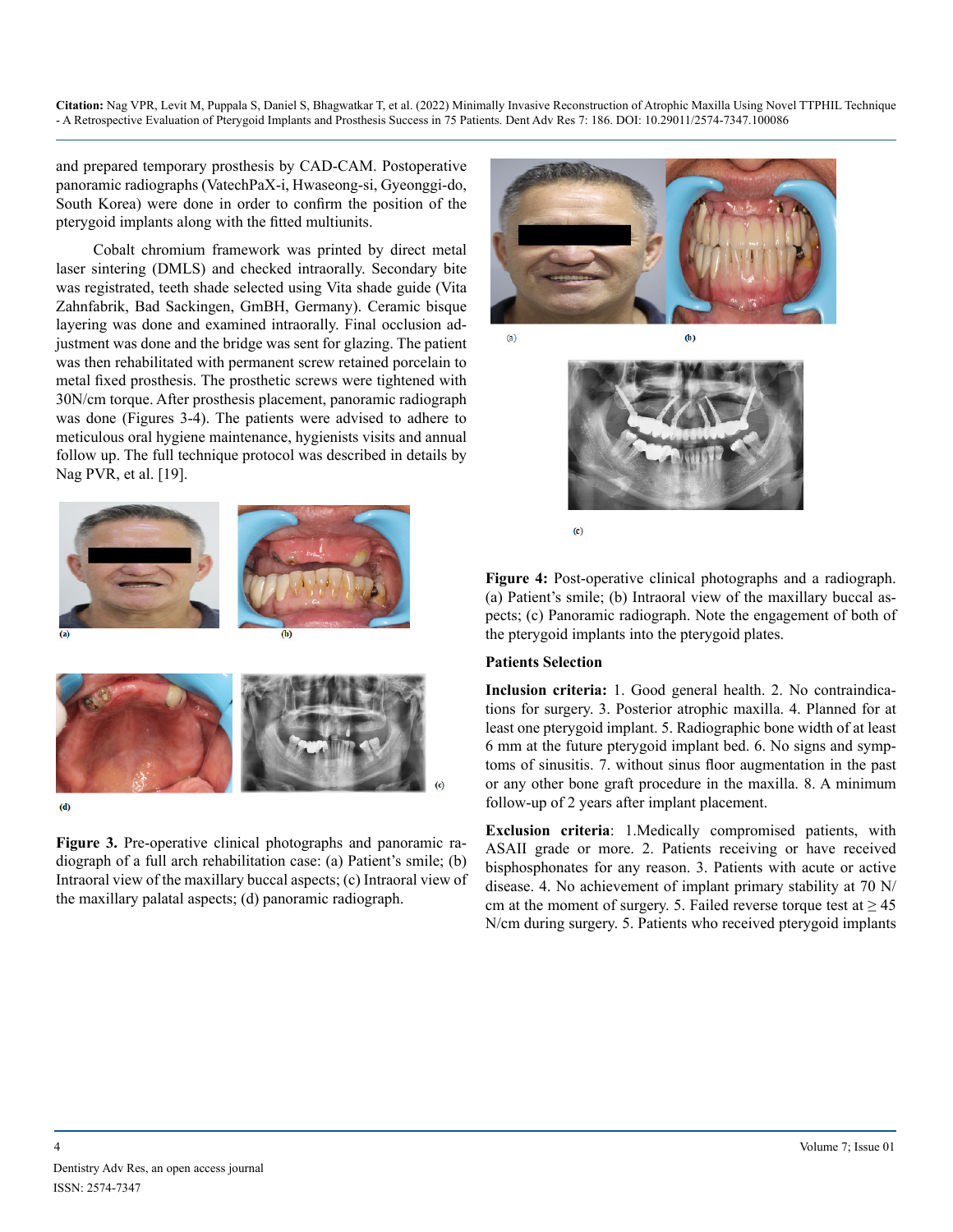and prepared temporary prosthesis by CAD-CAM. Postoperative panoramic radiographs (VatechPaX-i, Hwaseong-si, Gyeonggi-do, South Korea) were done in order to confirm the position of the pterygoid implants along with the fitted multiunits.

Cobalt chromium framework was printed by direct metal laser sintering (DMLS) and checked intraorally. Secondary bite was registrated, teeth shade selected using Vita shade guide (Vita Zahnfabrik, Bad Sackingen, GmBH, Germany). Ceramic bisque layering was done and examined intraorally. Final occlusion adjustment was done and the bridge was sent for glazing. The patient was then rehabilitated with permanent screw retained porcelain to metal fixed prosthesis. The prosthetic screws were tightened with 30N/cm torque. After prosthesis placement, panoramic radiograph was done (Figures 3-4). The patients were advised to adhere to meticulous oral hygiene maintenance, hygienists visits and annual follow up. The full technique protocol was described in details by Nag PVR, et al. [19].

**Figure 3.** Pre-operative clinical photographs and panoramic radiograph of a full arch rehabilitation case: (a) Patient's smile; (b) Intraoral view of the maxillary buccal aspects; (c) Intraoral view of the maxillary palatal aspects; (d) panoramic radiograph.

**Figure 4:** Post-operative clinical photographs and a radiograph. (a) Patient's smile; (b) Intraoral view of the maxillary buccal aspects; (c) Panoramic radiograph. Note the engagement of both of the pterygoid implants into the pterygoid plates.

**Patients Selection**

**Inclusion criteria:** 1. Good general health. 2. No contraindications for surgery. 3. Posterior atrophic maxilla. 4. Planned for at least one pterygoid implant. 5. Radiographic bone width of at least 6 mm at the future pterygoid implant bed. 6. No signs and symptoms of sinusitis. 7. without sinus floor augmentation in the past or any other bone graft procedure in the maxilla. 8. A minimum follow-up of 2 years after implant placement.

**Exclusion criteria**: 1.Medically compromised patients, with ASAII grade or more. 2. Patients receiving or have received bisphosphonates for any reason. 3. Patients with acute or active disease. 4. No achievement of implant primary stability at 70 N/cm at the moment of surgery. 5. Failed reverse torque test at ≥ 45 N/cm during surgery. 5. Patients who received pterygoid implants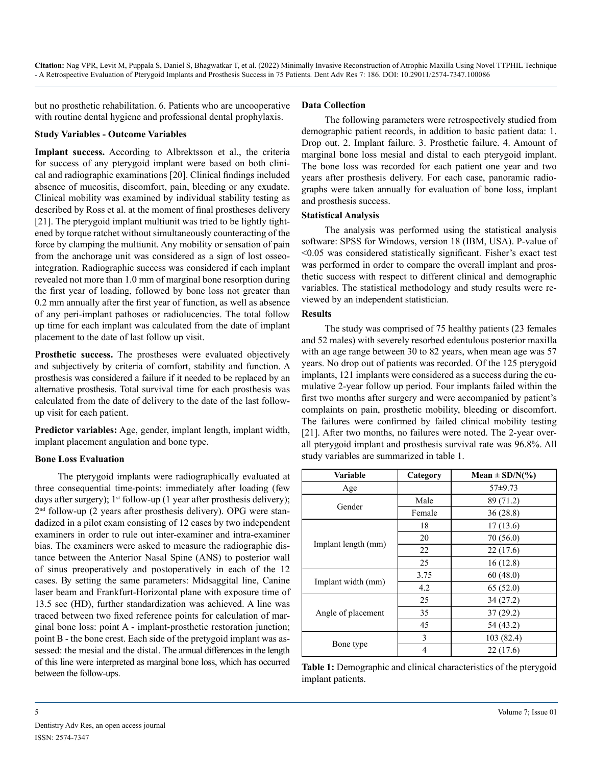but no prosthetic rehabilitation. 6. Patients who are uncooperative with routine dental hygiene and professional dental prophylaxis.

### Study Variables - Outcome Variables

**Implant success.** According to Albrektsson et al., the criteria for success of any pterygoid implant were based on both clinical and radiographic examinations [20]. Clinical findings included absence of mucositis, discomfort, pain, bleeding or any exudate. Clinical mobility was examined by individual stability testing as described by Ross et al. at the moment of final prostheses delivery [21]. The pterygoid implant multiunit was tried to be lightly tightened by torque ratchet without simultaneously counteracting of the force by clamping the multiunit. Any mobility or sensation of pain from the anchorage unit was considered as a sign of lost osseointegration. Radiographic success was considered if each implant revealed not more than 1.0 mm of marginal bone resorption during the first year of loading, followed by bone loss not greater than 0.2 mm annually after the first year of function, as well as absence of any peri-implant pathoses or radiolucencies. The total follow up time for each implant was calculated from the date of implant placement to the date of last follow up visit.

**Prosthetic success.** The prostheses were evaluated objectively and subjectively by criteria of comfort, stability and function. A prosthesis was considered a failure if it needed to be replaced by an alternative prosthesis. Total survival time for each prosthesis was calculated from the date of delivery to the date of the last follow-up visit for each patient.

**Predictor variables:** Age, gender, implant length, implant width, implant placement angulation and bone type.

### Bone Loss Evaluation

The pterygoid implants were radiographically evaluated at three consequential time-points: immediately after loading (few days after surgery); 1st follow-up (1 year after prosthesis delivery); 2nd follow-up (2 years after prosthesis delivery). OPG were standadized in a pilot exam consisting of 12 cases by two independent examiners in order to rule out inter-examiner and intra-examiner bias. The examiners were asked to measure the radiographic distance between the Anterior Nasal Spine (ANS) to posterior wall of sinus preoperatively and postoperatively in each of the 12 cases. By setting the same parameters: Midsaggital line, Canine laser beam and Frankfurt-Horizontal plane with exposure time of 13.5 sec (HD), further standardization was achieved. A line was traced between two fixed reference points for calculation of marginal bone loss: point A - implant-prosthetic restoration junction; point B - the bone crest. Each side of the pretygoid implant was assessed: the mesial and the distal. The annual differences in the length of this line were interpreted as marginal bone loss, which has occurred between the follow-ups.

### Data Collection

The following parameters were retrospectively studied from demographic patient records, in addition to basic patient data: 1. Drop out. 2. Implant failure. 3. Prosthetic failure. 4. Amount of marginal bone loss mesial and distal to each pterygoid implant. The bone loss was recorded for each patient one year and two years after prosthesis delivery. For each case, panoramic radiographs were taken annually for evaluation of bone loss, implant and prosthesis success.

### Statistical Analysis

The analysis was performed using the statistical analysis software: SPSS for Windows, version 18 (IBM, USA). P-value of <0.05 was considered statistically significant. Fisher's exact test was performed in order to compare the overall implant and prosthetic success with respect to different clinical and demographic variables. The statistical methodology and study results were reviewed by an independent statistician.

### Results

The study was comprised of 75 healthy patients (23 females and 52 males) with severely resorbed edentulous posterior maxilla with an age range between 30 to 82 years, when mean age was 57 years. No drop out of patients was recorded. Of the 125 pterygoid implants, 121 implants were considered as a success during the cumulative 2-year follow up period. Four implants failed within the first two months after surgery and were accompanied by patient's complaints on pain, prosthetic mobility, bleeding or discomfort. The failures were confirmed by failed clinical mobility testing [21]. After two months, no failures were noted. The 2-year overall pterygoid implant and prosthesis survival rate was 96.8%. All study variables are summarized in table 1.

| Variable | Category | Mean ± SD/N(%) |
|---|---|---|
| Age | | 57±9.73 |
| Gender | Male | 89 (71.2) |
| | Female | 36 (28.8) |
| Implant length (mm) | 18 | 17 (13.6) |
| | 20 | 70 (56.0) |
| | 22 | 22 (17.6) |
| | 25 | 16 (12.8) |
| Implant width (mm) | 3.75 | 60 (48.0) |
| | 4.2 | 65 (52.0) |
| Angle of placement | 25 | 34 (27.2) |
| | 35 | 37 (29.2) |
| | 45 | 54 (43.2) |
| Bone type | 3 | 103 (82.4) |
| | 4 | 22 (17.6) |

**Table 1:** Demographic and clinical characteristics of the pterygoid implant patients.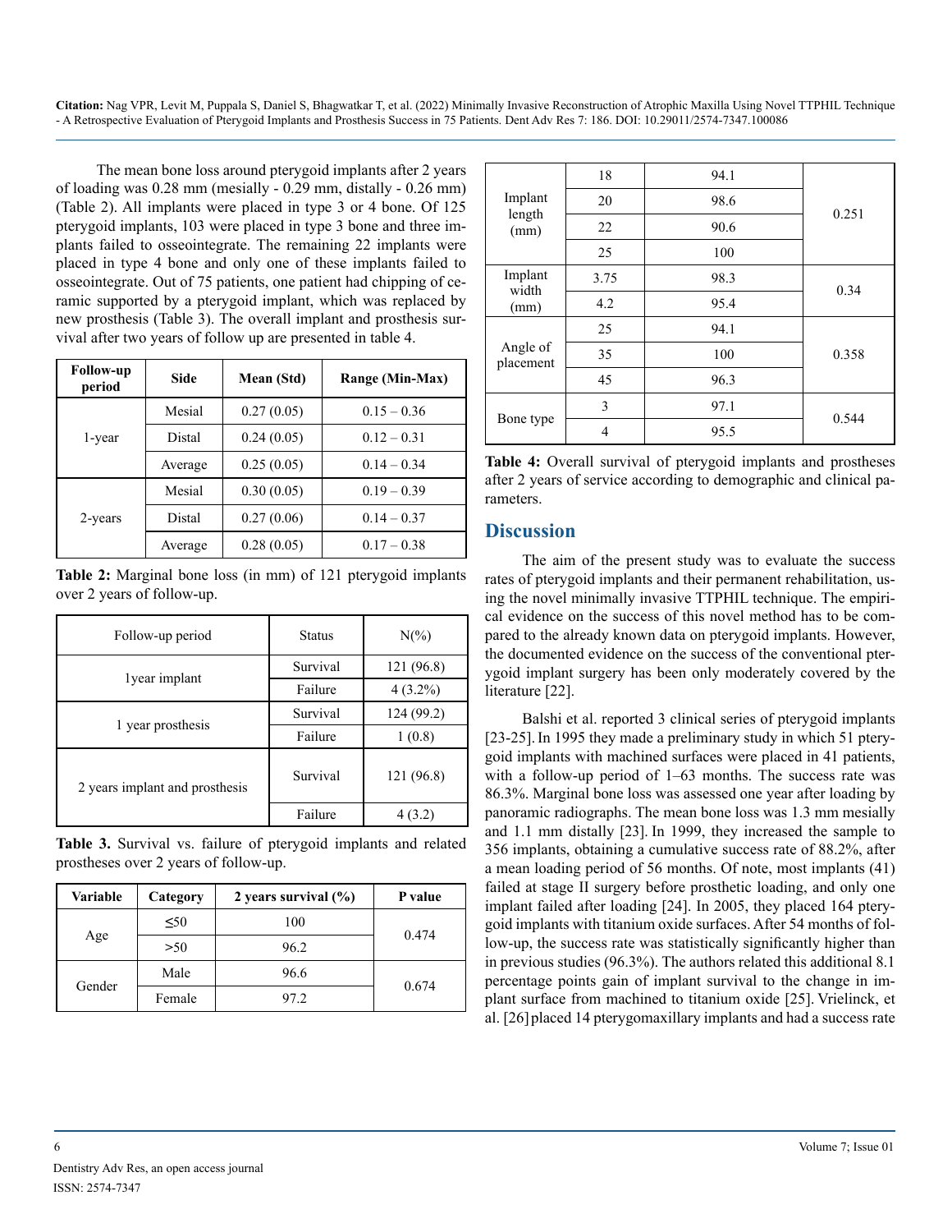The mean bone loss around pterygoid implants after 2 years of loading was 0.28 mm (mesially - 0.29 mm, distally - 0.26 mm) (Table 2). All implants were placed in type 3 or 4 bone. Of 125 pterygoid implants, 103 were placed in type 3 bone and three implants failed to osseointegrate. The remaining 22 implants were placed in type 4 bone and only one of these implants failed to osseointegrate. Out of 75 patients, one patient had chipping of ceramic supported by a pterygoid implant, which was replaced by new prosthesis (Table 3). The overall implant and prosthesis survival after two years of follow up are presented in table 4.

| Follow-up period | Side | Mean (Std) | Range (Min-Max) |
|---|---|---|---|
| 1-year | Mesial | 0.27 (0.05) | 0.15 – 0.36 |
| | Distal | 0.24 (0.05) | 0.12 – 0.31 |
| | Average | 0.25 (0.05) | 0.14 – 0.34 |
| 2-years | Mesial | 0.30 (0.05) | 0.19 – 0.39 |
| | Distal | 0.27 (0.06) | 0.14 – 0.37 |
| | Average | 0.28 (0.05) | 0.17 – 0.38 |

**Table 2:** Marginal bone loss (in mm) of 121 pterygoid implants over 2 years of follow-up.

| Follow-up period | Status | N(%) |
|---|---|---|
| 1year implant | Survival | 121 (96.8) |
| | Failure | 4 (3.2%) |
| 1 year prosthesis | Survival | 124 (99.2) |
| | Failure | 1 (0.8) |
| 2 years implant and prosthesis | Survival | 121 (96.8) |
| | Failure | 4 (3.2) |

**Table 3.** Survival vs. failure of pterygoid implants and related prostheses over 2 years of follow-up.

| Variable | Category | 2 years survival (%) | P value |
|---|---|---|---|
| Age | ≤50 | 100 | 0.474 |
| | >50 | 96.2 | |
| Gender | Male | 96.6 | 0.674 |
| | Female | 97.2 | |
| Implant length (mm) | 18 | 94.1 | 0.251 |
| | 20 | 98.6 | |
| | 22 | 90.6 | |
| | 25 | 100 | |
| Implant width (mm) | 3.75 | 98.3 | 0.34 |
| | 4.2 | 95.4 | |
| Angle of placement | 25 | 94.1 | 0.358 |
| | 35 | 100 | |
| | 45 | 96.3 | |
| Bone type | 3 | 97.1 | 0.544 |
| | 4 | 95.5 | |

**Table 4:** Overall survival of pterygoid implants and prostheses after 2 years of service according to demographic and clinical parameters.

## Discussion

The aim of the present study was to evaluate the success rates of pterygoid implants and their permanent rehabilitation, using the novel minimally invasive TTPHIL technique. The empirical evidence on the success of this novel method has to be compared to the already known data on pterygoid implants. However, the documented evidence on the success of the conventional pterygoid implant surgery has been only moderately covered by the literature [22].

Balshi et al. reported 3 clinical series of pterygoid implants [23-25]. In 1995 they made a preliminary study in which 51 pterygoid implants with machined surfaces were placed in 41 patients, with a follow-up period of 1–63 months. The success rate was 86.3%. Marginal bone loss was assessed one year after loading by panoramic radiographs. The mean bone loss was 1.3 mm mesially and 1.1 mm distally [23]. In 1999, they increased the sample to 356 implants, obtaining a cumulative success rate of 88.2%, after a mean loading period of 56 months. Of note, most implants (41) failed at stage II surgery before prosthetic loading, and only one implant failed after loading [24]. In 2005, they placed 164 pterygoid implants with titanium oxide surfaces. After 54 months of follow-up, the success rate was statistically significantly higher than in previous studies (96.3%). The authors related this additional 8.1 percentage points gain of implant survival to the change in implant surface from machined to titanium oxide [25]. Vrielinck, et al. [26] placed 14 pterygomaxillary implants and had a success rate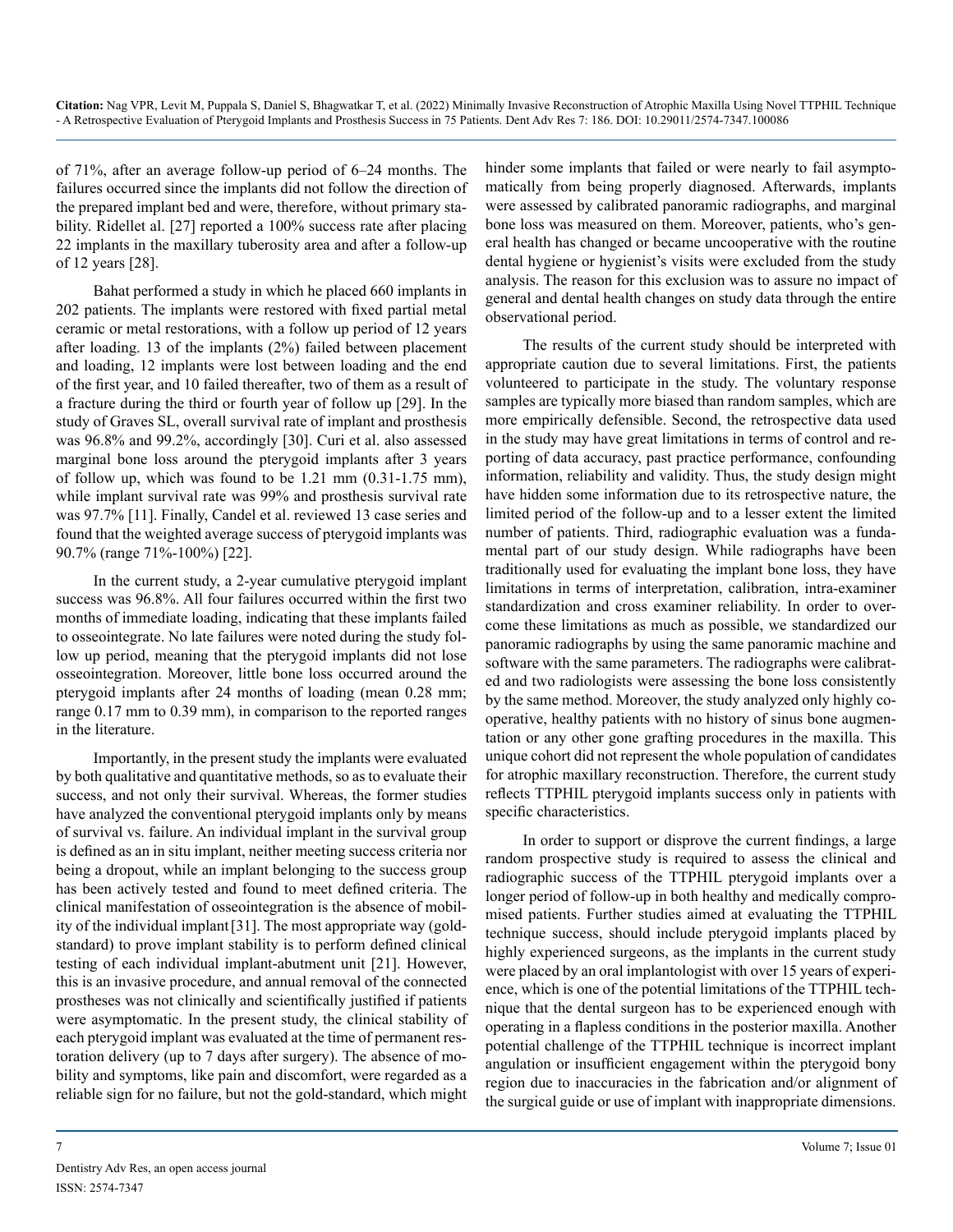of 71%, after an average follow-up period of 6–24 months. The failures occurred since the implants did not follow the direction of the prepared implant bed and were, therefore, without primary stability. Ridellet al. [27] reported a 100% success rate after placing 22 implants in the maxillary tuberosity area and after a follow-up of 12 years [28].

Bahat performed a study in which he placed 660 implants in 202 patients. The implants were restored with fixed partial metal ceramic or metal restorations, with a follow up period of 12 years after loading. 13 of the implants (2%) failed between placement and loading, 12 implants were lost between loading and the end of the first year, and 10 failed thereafter, two of them as a result of a fracture during the third or fourth year of follow up [29]. In the study of Graves SL, overall survival rate of implant and prosthesis was 96.8% and 99.2%, accordingly [30]. Curi et al. also assessed marginal bone loss around the pterygoid implants after 3 years of follow up, which was found to be 1.21 mm (0.31-1.75 mm), while implant survival rate was 99% and prosthesis survival rate was 97.7% [11]. Finally, Candel et al. reviewed 13 case series and found that the weighted average success of pterygoid implants was 90.7% (range 71%-100%) [22].

In the current study, a 2-year cumulative pterygoid implant success was 96.8%. All four failures occurred within the first two months of immediate loading, indicating that these implants failed to osseointegrate. No late failures were noted during the study follow up period, meaning that the pterygoid implants did not lose osseointegration. Moreover, little bone loss occurred around the pterygoid implants after 24 months of loading (mean 0.28 mm; range 0.17 mm to 0.39 mm), in comparison to the reported ranges in the literature.

Importantly, in the present study the implants were evaluated by both qualitative and quantitative methods, so as to evaluate their success, and not only their survival. Whereas, the former studies have analyzed the conventional pterygoid implants only by means of survival vs. failure. An individual implant in the survival group is defined as an in situ implant, neither meeting success criteria nor being a dropout, while an implant belonging to the success group has been actively tested and found to meet defined criteria. The clinical manifestation of osseointegration is the absence of mobility of the individual implant [31]. The most appropriate way (gold-standard) to prove implant stability is to perform defined clinical testing of each individual implant-abutment unit [21]. However, this is an invasive procedure, and annual removal of the connected prostheses was not clinically and scientifically justified if patients were asymptomatic. In the present study, the clinical stability of each pterygoid implant was evaluated at the time of permanent restoration delivery (up to 7 days after surgery). The absence of mobility and symptoms, like pain and discomfort, were regarded as a reliable sign for no failure, but not the gold-standard, which might hinder some implants that failed or were nearly to fail asymptomatically from being properly diagnosed. Afterwards, implants were assessed by calibrated panoramic radiographs, and marginal bone loss was measured on them. Moreover, patients, who's general health has changed or became uncooperative with the routine dental hygiene or hygienist's visits were excluded from the study analysis. The reason for this exclusion was to assure no impact of general and dental health changes on study data through the entire observational period.

The results of the current study should be interpreted with appropriate caution due to several limitations. First, the patients volunteered to participate in the study. The voluntary response samples are typically more biased than random samples, which are more empirically defensible. Second, the retrospective data used in the study may have great limitations in terms of control and reporting of data accuracy, past practice performance, confounding information, reliability and validity. Thus, the study design might have hidden some information due to its retrospective nature, the limited period of the follow-up and to a lesser extent the limited number of patients. Third, radiographic evaluation was a fundamental part of our study design. While radiographs have been traditionally used for evaluating the implant bone loss, they have limitations in terms of interpretation, calibration, intra-examiner standardization and cross examiner reliability. In order to overcome these limitations as much as possible, we standardized our panoramic radiographs by using the same panoramic machine and software with the same parameters. The radiographs were calibrated and two radiologists were assessing the bone loss consistently by the same method. Moreover, the study analyzed only highly cooperative, healthy patients with no history of sinus bone augmentation or any other gone grafting procedures in the maxilla. This unique cohort did not represent the whole population of candidates for atrophic maxillary reconstruction. Therefore, the current study reflects TTPHIL pterygoid implants success only in patients with specific characteristics.

In order to support or disprove the current findings, a large random prospective study is required to assess the clinical and radiographic success of the TTPHIL pterygoid implants over a longer period of follow-up in both healthy and medically compromised patients. Further studies aimed at evaluating the TTPHIL technique success, should include pterygoid implants placed by highly experienced surgeons, as the implants in the current study were placed by an oral implantologist with over 15 years of experience, which is one of the potential limitations of the TTPHIL technique that the dental surgeon has to be experienced enough with operating in a flapless conditions in the posterior maxilla. Another potential challenge of the TTPHIL technique is incorrect implant angulation or insufficient engagement within the pterygoid bony region due to inaccuracies in the fabrication and/or alignment of the surgical guide or use of implant with inappropriate dimensions.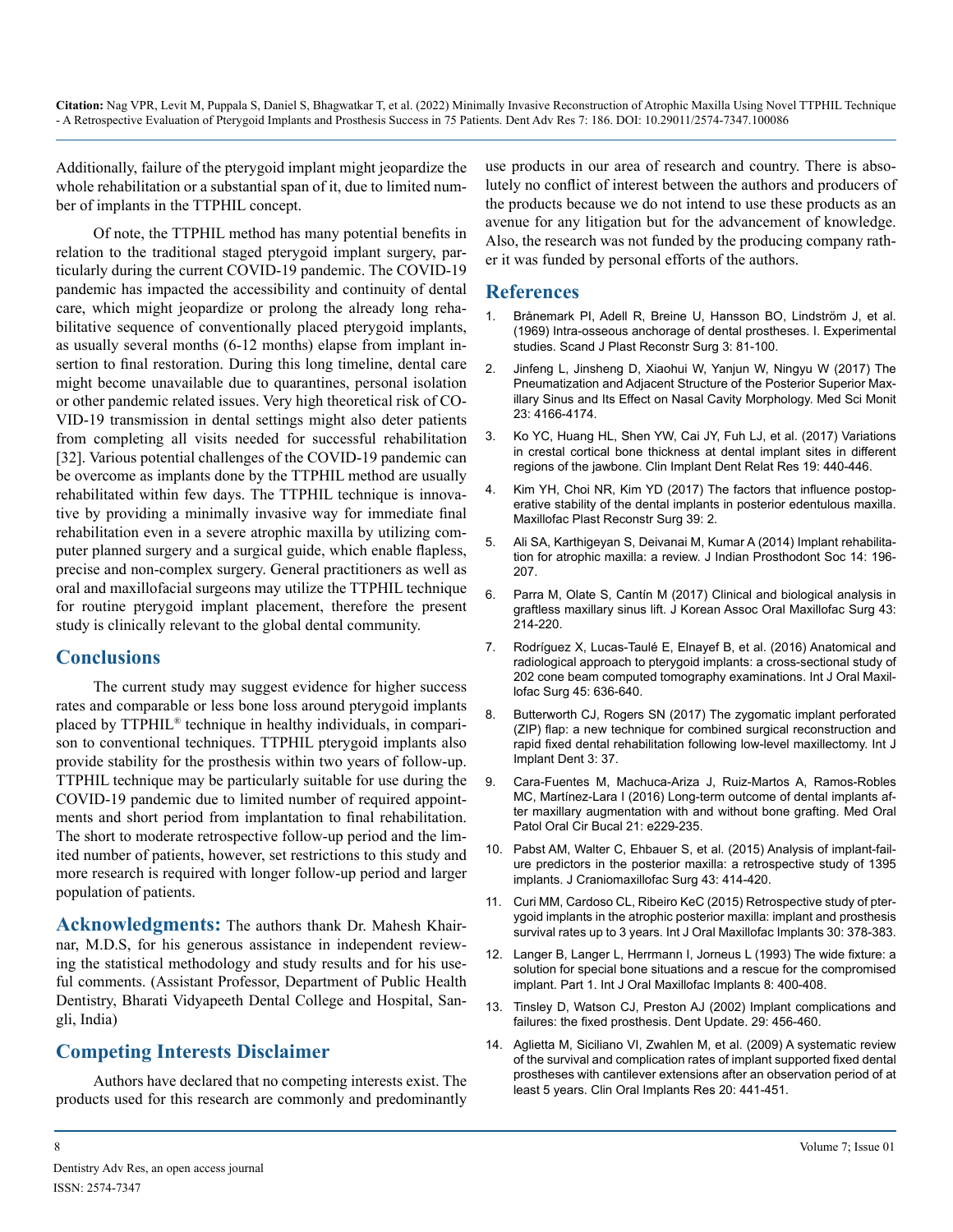Additionally, failure of the pterygoid implant might jeopardize the whole rehabilitation or a substantial span of it, due to limited number of implants in the TTPHIL concept.

Of note, the TTPHIL method has many potential benefits in relation to the traditional staged pterygoid implant surgery, particularly during the current COVID-19 pandemic. The COVID-19 pandemic has impacted the accessibility and continuity of dental care, which might jeopardize or prolong the already long rehabilitative sequence of conventionally placed pterygoid implants, as usually several months (6-12 months) elapse from implant insertion to final restoration. During this long timeline, dental care might become unavailable due to quarantines, personal isolation or other pandemic related issues. Very high theoretical risk of COVID-19 transmission in dental settings might also deter patients from completing all visits needed for successful rehabilitation [32]. Various potential challenges of the COVID-19 pandemic can be overcome as implants done by the TTPHIL method are usually rehabilitated within few days. The TTPHIL technique is innovative by providing a minimally invasive way for immediate final rehabilitation even in a severe atrophic maxilla by utilizing computer planned surgery and a surgical guide, which enable flapless, precise and non-complex surgery. General practitioners as well as oral and maxillofacial surgeons may utilize the TTPHIL technique for routine pterygoid implant placement, therefore the present study is clinically relevant to the global dental community.

## Conclusions

The current study may suggest evidence for higher success rates and comparable or less bone loss around pterygoid implants placed by TTPHIL® technique in healthy individuals, in comparison to conventional techniques. TTPHIL pterygoid implants also provide stability for the prosthesis within two years of follow-up. TTPHIL technique may be particularly suitable for use during the COVID-19 pandemic due to limited number of required appointments and short period from implantation to final rehabilitation. The short to moderate retrospective follow-up period and the limited number of patients, however, set restrictions to this study and more research is required with longer follow-up period and larger population of patients.

**Acknowledgments:** The authors thank Dr. Mahesh Khairnar, M.D.S, for his generous assistance in independent reviewing the statistical methodology and study results and for his useful comments. (Assistant Professor, Department of Public Health Dentistry, Bharati Vidyapeeth Dental College and Hospital, Sangli, India)

## Competing Interests Disclaimer

Authors have declared that no competing interests exist. The products used for this research are commonly and predominantly use products in our area of research and country. There is absolutely no conflict of interest between the authors and producers of the products because we do not intend to use these products as an avenue for any litigation but for the advancement of knowledge. Also, the research was not funded by the producing company rather it was funded by personal efforts of the authors.

## References

1. Brånemark PI, Adell R, Breine U, Hansson BO, Lindström J, et al. (1969) Intra-osseous anchorage of dental prostheses. I. Experimental studies. Scand J Plast Reconstr Surg 3: 81-100.
2. Jinfeng L, Jinsheng D, Xiaohui W, Yanjun W, Ningyu W (2017) The Pneumatization and Adjacent Structure of the Posterior Superior Maxillary Sinus and Its Effect on Nasal Cavity Morphology. Med Sci Monit 23: 4166-4174.
3. Ko YC, Huang HL, Shen YW, Cai JY, Fuh LJ, et al. (2017) Variations in crestal cortical bone thickness at dental implant sites in different regions of the jawbone. Clin Implant Dent Relat Res 19: 440-446.
4. Kim YH, Choi NR, Kim YD (2017) The factors that influence postoperative stability of the dental implants in posterior edentulous maxilla. Maxillofac Plast Reconstr Surg 39: 2.
5. Ali SA, Karthigeyan S, Deivanai M, Kumar A (2014) Implant rehabilitation for atrophic maxilla: a review. J Indian Prosthodont Soc 14: 196-207.
6. Parra M, Olate S, Cantín M (2017) Clinical and biological analysis in graftless maxillary sinus lift. J Korean Assoc Oral Maxillofac Surg 43: 214-220.
7. Rodríguez X, Lucas-Taulé E, Elnayef B, et al. (2016) Anatomical and radiological approach to pterygoid implants: a cross-sectional study of 202 cone beam computed tomography examinations. Int J Oral Maxillofac Surg 45: 636-640.
8. Butterworth CJ, Rogers SN (2017) The zygomatic implant perforated (ZIP) flap: a new technique for combined surgical reconstruction and rapid fixed dental rehabilitation following low-level maxillectomy. Int J Implant Dent 3: 37.
9. Cara-Fuentes M, Machuca-Ariza J, Ruiz-Martos A, Ramos-Robles MC, Martínez-Lara I (2016) Long-term outcome of dental implants after maxillary augmentation with and without bone grafting. Med Oral Patol Oral Cir Bucal 21: e229-235.
10. Pabst AM, Walter C, Ehbauer S, et al. (2015) Analysis of implant-failure predictors in the posterior maxilla: a retrospective study of 1395 implants. J Craniomaxillofac Surg 43: 414-420.
11. Curi MM, Cardoso CL, Ribeiro KeC (2015) Retrospective study of pterygoid implants in the atrophic posterior maxilla: implant and prosthesis survival rates up to 3 years. Int J Oral Maxillofac Implants 30: 378-383.
12. Langer B, Langer L, Herrmann I, Jorneus L (1993) The wide fixture: a solution for special bone situations and a rescue for the compromised implant. Part 1. Int J Oral Maxillofac Implants 8: 400-408.
13. Tinsley D, Watson CJ, Preston AJ (2002) Implant complications and failures: the fixed prosthesis. Dent Update. 29: 456-460.
14. Aglietta M, Siciliano VI, Zwahlen M, et al. (2009) A systematic review of the survival and complication rates of implant supported fixed dental prostheses with cantilever extensions after an observation period of at least 5 years. Clin Oral Implants Res 20: 441-451.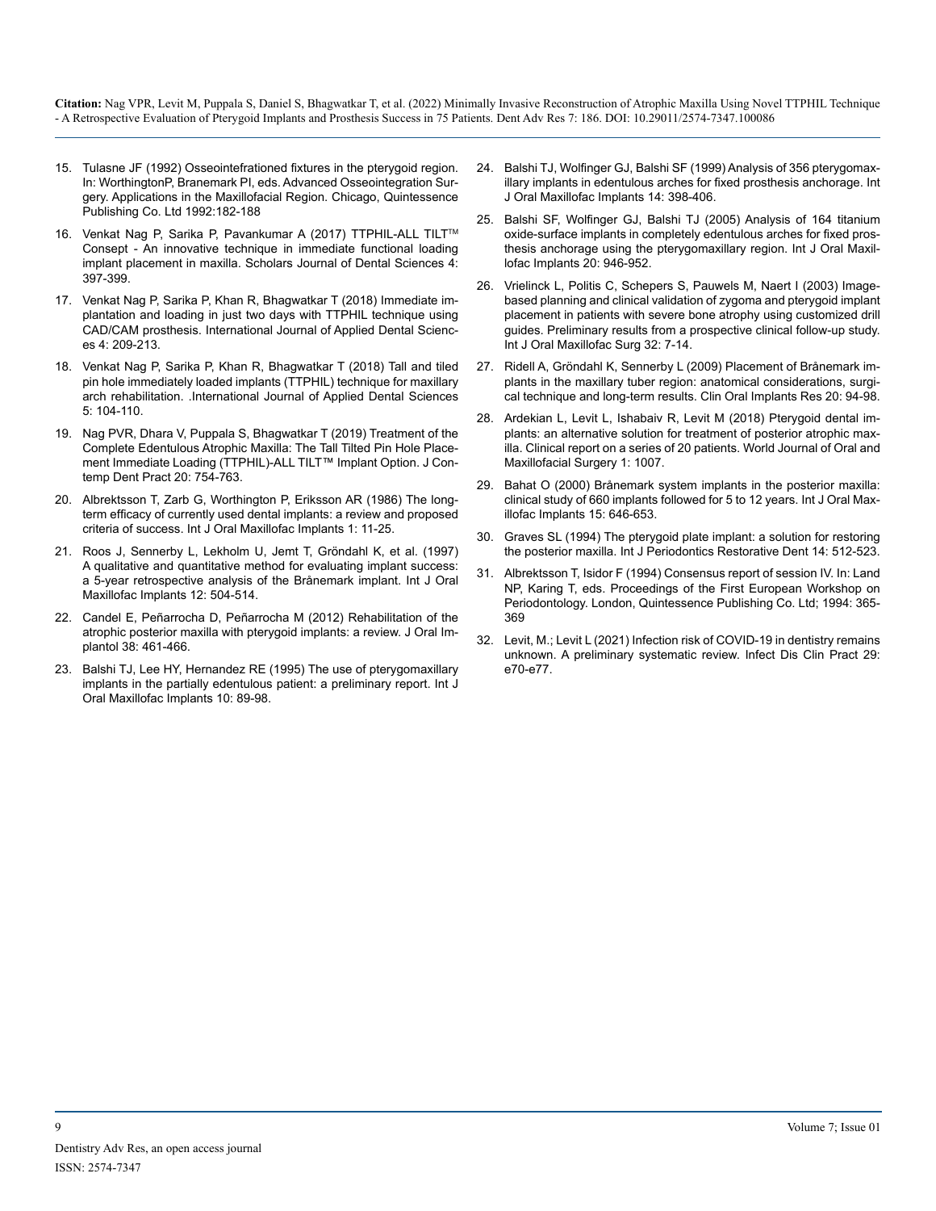15. Tulasne JF (1992) Osseointefrationed fixtures in the pterygoid region. In: WorthingtonP, Branemark PI, eds. Advanced Osseointegration Surgery. Applications in the Maxillofacial Region. Chicago, Quintessence Publishing Co. Ltd 1992:182-188

16. Venkat Nag P, Sarika P, Pavankumar A (2017) TTPHIL-ALL TILT™ Consept - An innovative technique in immediate functional loading implant placement in maxilla. Scholars Journal of Dental Sciences 4: 397-399.

17. Venkat Nag P, Sarika P, Khan R, Bhagwatkar T (2018) Immediate implantation and loading in just two days with TTPHIL technique using CAD/CAM prosthesis. International Journal of Applied Dental Sciences 4: 209-213.

18. Venkat Nag P, Sarika P, Khan R, Bhagwatkar T (2018) Tall and tiled pin hole immediately loaded implants (TTPHIL) technique for maxillary arch rehabilitation. .International Journal of Applied Dental Sciences 5: 104-110.

19. Nag PVR, Dhara V, Puppala S, Bhagwatkar T (2019) Treatment of the Complete Edentulous Atrophic Maxilla: The Tall Tilted Pin Hole Placement Immediate Loading (TTPHIL)-ALL TILT™ Implant Option. J Contemp Dent Pract 20: 754-763.

20. Albrektsson T, Zarb G, Worthington P, Eriksson AR (1986) The long-term efficacy of currently used dental implants: a review and proposed criteria of success. Int J Oral Maxillofac Implants 1: 11-25.

21. Roos J, Sennerby L, Lekholm U, Jemt T, Gröndahl K, et al. (1997) A qualitative and quantitative method for evaluating implant success: a 5-year retrospective analysis of the Brånemark implant. Int J Oral Maxillofac Implants 12: 504-514.

22. Candel E, Peñarrocha D, Peñarrocha M (2012) Rehabilitation of the atrophic posterior maxilla with pterygoid implants: a review. J Oral Implantol 38: 461-466.

23. Balshi TJ, Lee HY, Hernandez RE (1995) The use of pterygomaxillary implants in the partially edentulous patient: a preliminary report. Int J Oral Maxillofac Implants 10: 89-98.

24. Balshi TJ, Wolfinger GJ, Balshi SF (1999) Analysis of 356 pterygomaxillary implants in edentulous arches for fixed prosthesis anchorage. Int J Oral Maxillofac Implants 14: 398-406.

25. Balshi SF, Wolfinger GJ, Balshi TJ (2005) Analysis of 164 titanium oxide-surface implants in completely edentulous arches for fixed prosthesis anchorage using the pterygomaxillary region. Int J Oral Maxillofac Implants 20: 946-952.

26. Vrielinck L, Politis C, Schepers S, Pauwels M, Naert I (2003) Image-based planning and clinical validation of zygoma and pterygoid implant placement in patients with severe bone atrophy using customized drill guides. Preliminary results from a prospective clinical follow-up study. Int J Oral Maxillofac Surg 32: 7-14.

27. Ridell A, Gröndahl K, Sennerby L (2009) Placement of Brånemark implants in the maxillary tuber region: anatomical considerations, surgical technique and long-term results. Clin Oral Implants Res 20: 94-98.

28. Ardekian L, Levit L, Ishabaiv R, Levit M (2018) Pterygoid dental implants: an alternative solution for treatment of posterior atrophic maxilla. Clinical report on a series of 20 patients. World Journal of Oral and Maxillofacial Surgery 1: 1007.

29. Bahat O (2000) Brånemark system implants in the posterior maxilla: clinical study of 660 implants followed for 5 to 12 years. Int J Oral Maxillofac Implants 15: 646-653.

30. Graves SL (1994) The pterygoid plate implant: a solution for restoring the posterior maxilla. Int J Periodontics Restorative Dent 14: 512-523.

31. Albrektsson T, Isidor F (1994) Consensus report of session IV. In: Land NP, Karing T, eds. Proceedings of the First European Workshop on Periodontology. London, Quintessence Publishing Co. Ltd; 1994: 365-369

32. Levit, M.; Levit L (2021) Infection risk of COVID-19 in dentistry remains unknown. A preliminary systematic review. Infect Dis Clin Pract 29: e70-e77.